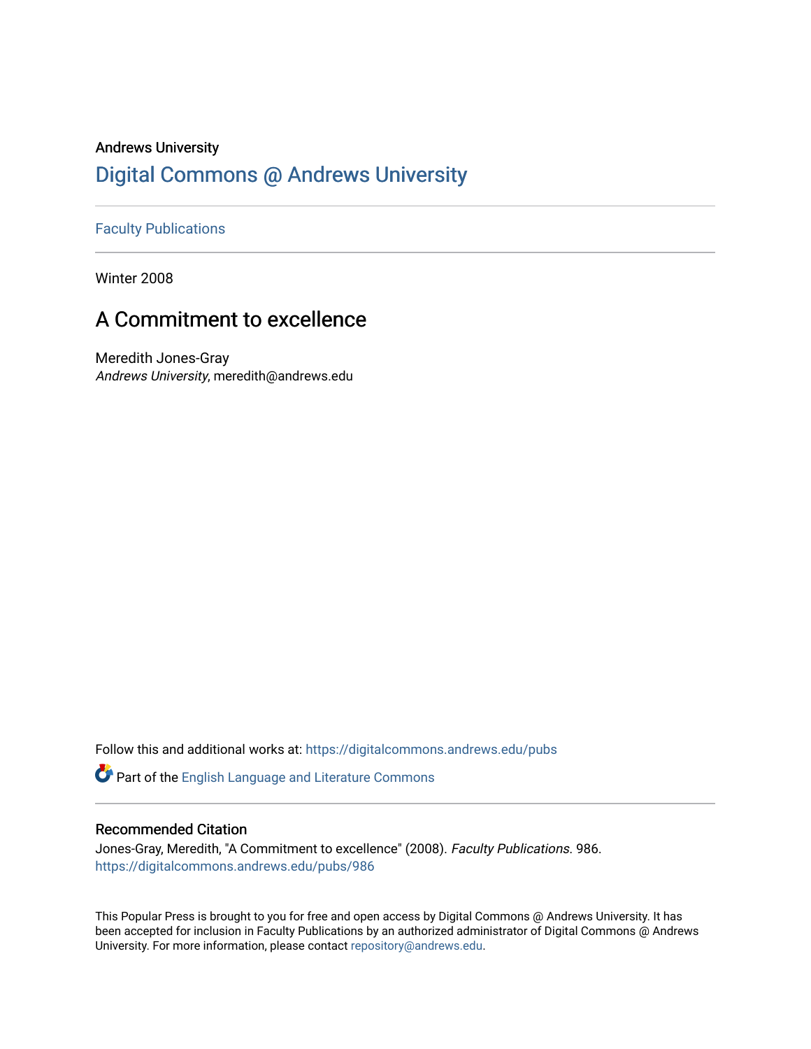Andrews University

# Digital Commons @ Andrews University

Faculty Publications

Winter 2008

## A Commitment to excellence

Meredith Jones-Gray
*Andrews University*, meredith@andrews.edu

Follow this and additional works at: https://digitalcommons.andrews.edu/pubs

Part of the English Language and Literature Commons

### Recommended Citation

Jones-Gray, Meredith, "A Commitment to excellence" (2008). *Faculty Publications*. 986.
https://digitalcommons.andrews.edu/pubs/986

This Popular Press is brought to you for free and open access by Digital Commons @ Andrews University. It has been accepted for inclusion in Faculty Publications by an authorized administrator of Digital Commons @ Andrews University. For more information, please contact repository@andrews.edu.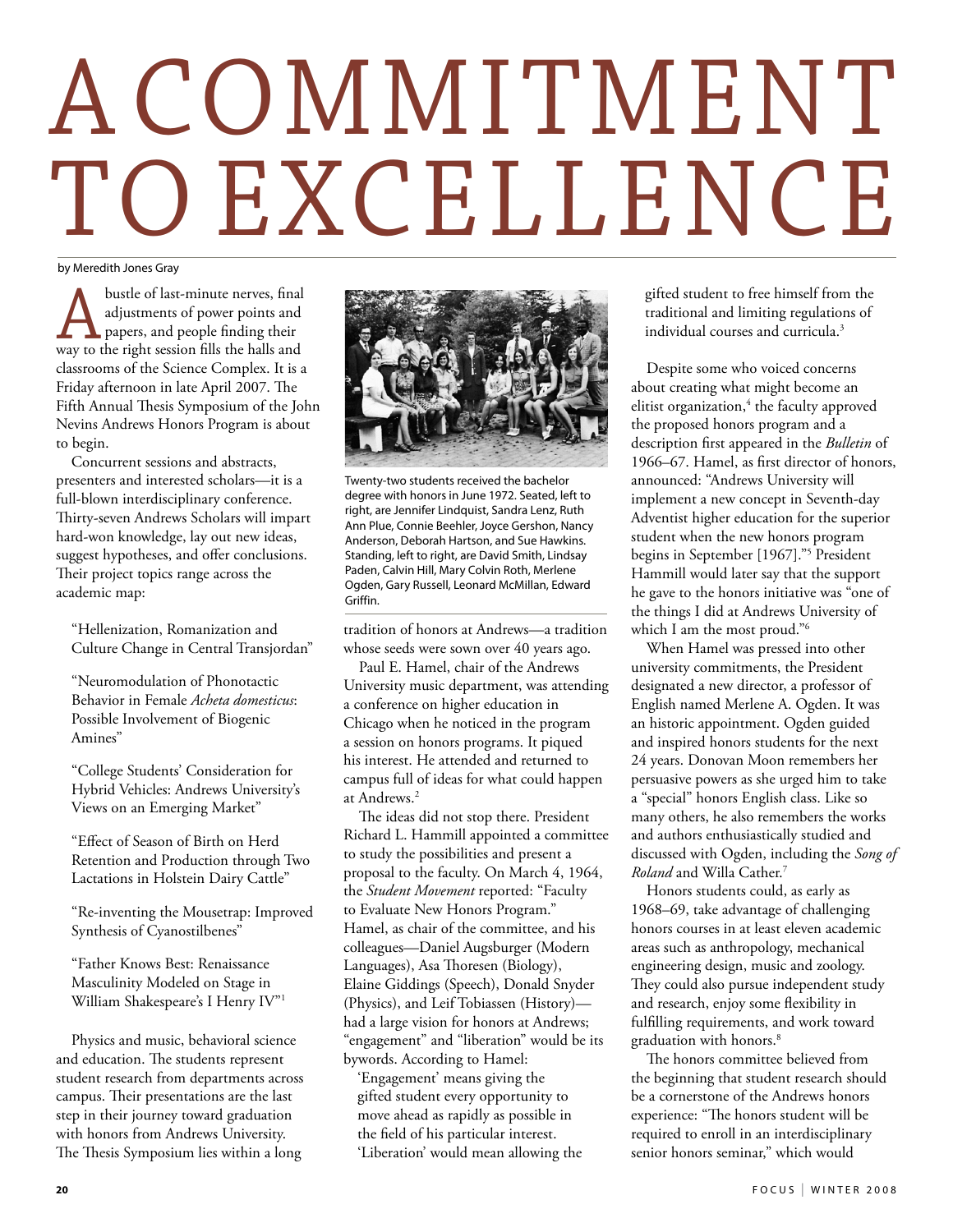# A COMMITMENT TO EXCELLENCE

by Meredith Jones Gray

A bustle of last-minute nerves, final adjustments of power points and papers, and people finding their way to the right session fills the halls and classrooms of the Science Complex. It is a Friday afternoon in late April 2007. The Fifth Annual Thesis Symposium of the John Nevins Andrews Honors Program is about to begin.

Concurrent sessions and abstracts, presenters and interested scholars—it is a full-blown interdisciplinary conference. Thirty-seven Andrews Scholars will impart hard-won knowledge, lay out new ideas, suggest hypotheses, and offer conclusions. Their project topics range across the academic map:

> "Hellenization, Romanization and Culture Change in Central Transjordan"
>
> "Neuromodulation of Phonotactic Behavior in Female *Acheta domesticus*: Possible Involvement of Biogenic Amines"
>
> "College Students' Consideration for Hybrid Vehicles: Andrews University's Views on an Emerging Market"
>
> "Effect of Season of Birth on Herd Retention and Production through Two Lactations in Holstein Dairy Cattle"
>
> "Re-inventing the Mousetrap: Improved Synthesis of Cyanostilbenes"
>
> "Father Knows Best: Renaissance Masculinity Modeled on Stage in William Shakespeare's I Henry IV"[1]

Physics and music, behavioral science and education. The students represent student research from departments across campus. Their presentations are the last step in their journey toward graduation with honors from Andrews University. The Thesis Symposium lies within a long tradition of honors at Andrews—a tradition whose seeds were sown over 40 years ago.

Twenty-two students received the bachelor degree with honors in June 1972. Seated, left to right, are Jennifer Lindquist, Sandra Lenz, Ruth Ann Plue, Connie Beehler, Joyce Gershon, Nancy Anderson, Deborah Hartson, and Sue Hawkins. Standing, left to right, are David Smith, Lindsay Paden, Calvin Hill, Mary Colvin Roth, Merlene Ogden, Gary Russell, Leonard McMillan, Edward Griffin.

Paul E. Hamel, chair of the Andrews University music department, was attending a conference on higher education in Chicago when he noticed in the program a session on honors programs. It piqued his interest. He attended and returned to campus full of ideas for what could happen at Andrews.[2]

The ideas did not stop there. President Richard L. Hammill appointed a committee to study the possibilities and present a proposal to the faculty. On March 4, 1964, the *Student Movement* reported: "Faculty to Evaluate New Honors Program." Hamel, as chair of the committee, and his colleagues—Daniel Augsburger (Modern Languages), Asa Thoresen (Biology), Elaine Giddings (Speech), Donald Snyder (Physics), and Leif Tobiassen (History)—had a large vision for honors at Andrews; "engagement" and "liberation" would be its bywords. According to Hamel:

> 'Engagement' means giving the gifted student every opportunity to move ahead as rapidly as possible in the field of his particular interest. 'Liberation' would mean allowing the gifted student to free himself from the traditional and limiting regulations of individual courses and curricula.[3]

Despite some who voiced concerns about creating what might become an elitist organization,[4] the faculty approved the proposed honors program and a description first appeared in the *Bulletin* of 1966–67. Hamel, as first director of honors, announced: "Andrews University will implement a new concept in Seventh-day Adventist higher education for the superior student when the new honors program begins in September [1967]."[5] President Hammill would later say that the support he gave to the honors initiative was "one of the things I did at Andrews University of which I am the most proud."[6]

When Hamel was pressed into other university commitments, the President designated a new director, a professor of English named Merlene A. Ogden. It was an historic appointment. Ogden guided and inspired honors students for the next 24 years. Donovan Moon remembers her persuasive powers as she urged him to take a "special" honors English class. Like so many others, he also remembers the works and authors enthusiastically studied and discussed with Ogden, including the *Song of Roland* and Willa Cather.[7]

Honors students could, as early as 1968–69, take advantage of challenging honors courses in at least eleven academic areas such as anthropology, mechanical engineering design, music and zoology. They could also pursue independent study and research, enjoy some flexibility in fulfilling requirements, and work toward graduation with honors.[8]

The honors committee believed from the beginning that student research should be a cornerstone of the Andrews honors experience: "The honors student will be required to enroll in an interdisciplinary senior honors seminar," which would